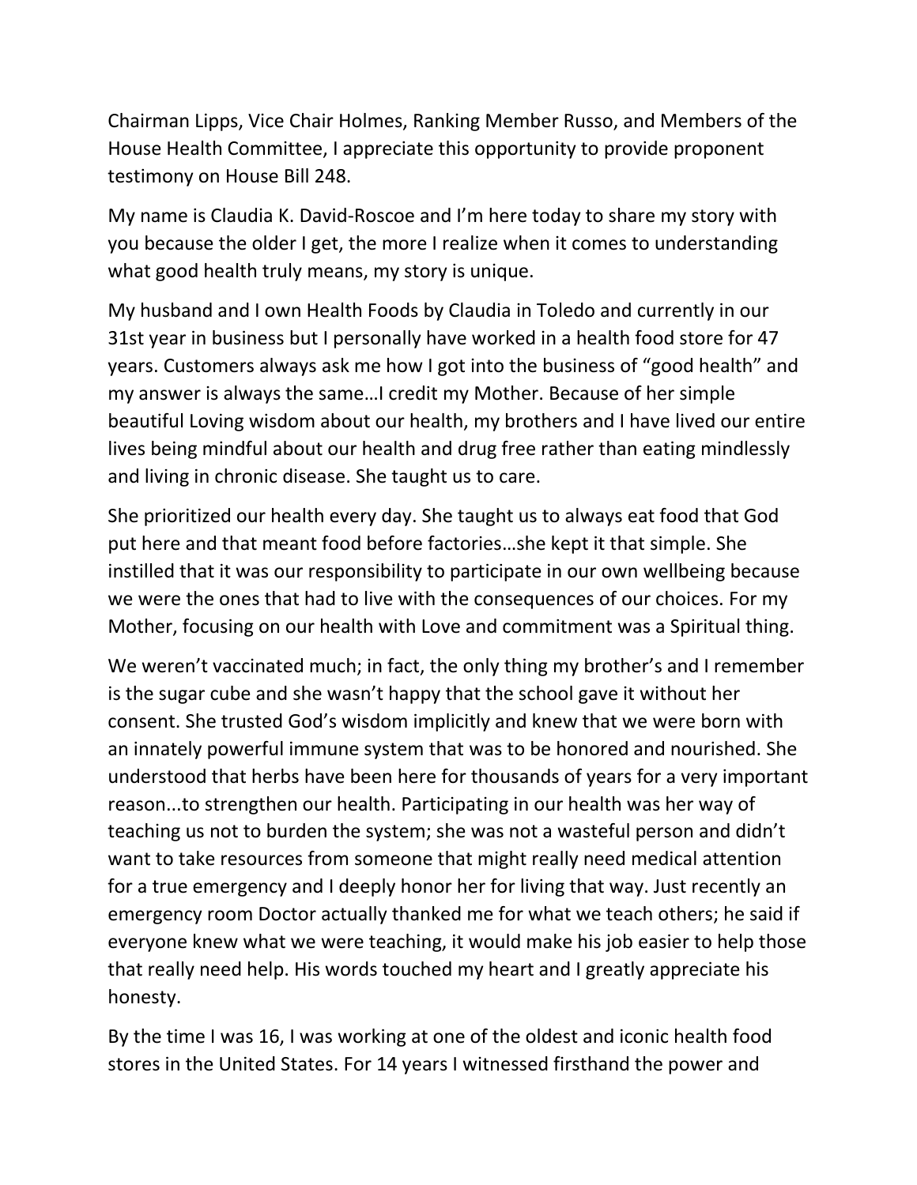Chairman Lipps, Vice Chair Holmes, Ranking Member Russo, and Members of the House Health Committee, I appreciate this opportunity to provide proponent testimony on House Bill 248.

My name is Claudia K. David-Roscoe and I'm here today to share my story with you because the older I get, the more I realize when it comes to understanding what good health truly means, my story is unique.

My husband and I own Health Foods by Claudia in Toledo and currently in our 31st year in business but I personally have worked in a health food store for 47 years. Customers always ask me how I got into the business of "good health" and my answer is always the same…I credit my Mother. Because of her simple beautiful Loving wisdom about our health, my brothers and I have lived our entire lives being mindful about our health and drug free rather than eating mindlessly and living in chronic disease. She taught us to care.

She prioritized our health every day. She taught us to always eat food that God put here and that meant food before factories…she kept it that simple. She instilled that it was our responsibility to participate in our own wellbeing because we were the ones that had to live with the consequences of our choices. For my Mother, focusing on our health with Love and commitment was a Spiritual thing.

We weren't vaccinated much; in fact, the only thing my brother's and I remember is the sugar cube and she wasn't happy that the school gave it without her consent. She trusted God's wisdom implicitly and knew that we were born with an innately powerful immune system that was to be honored and nourished. She understood that herbs have been here for thousands of years for a very important reason...to strengthen our health. Participating in our health was her way of teaching us not to burden the system; she was not a wasteful person and didn't want to take resources from someone that might really need medical attention for a true emergency and I deeply honor her for living that way. Just recently an emergency room Doctor actually thanked me for what we teach others; he said if everyone knew what we were teaching, it would make his job easier to help those that really need help. His words touched my heart and I greatly appreciate his honesty.

By the time I was 16, I was working at one of the oldest and iconic health food stores in the United States. For 14 years I witnessed firsthand the power and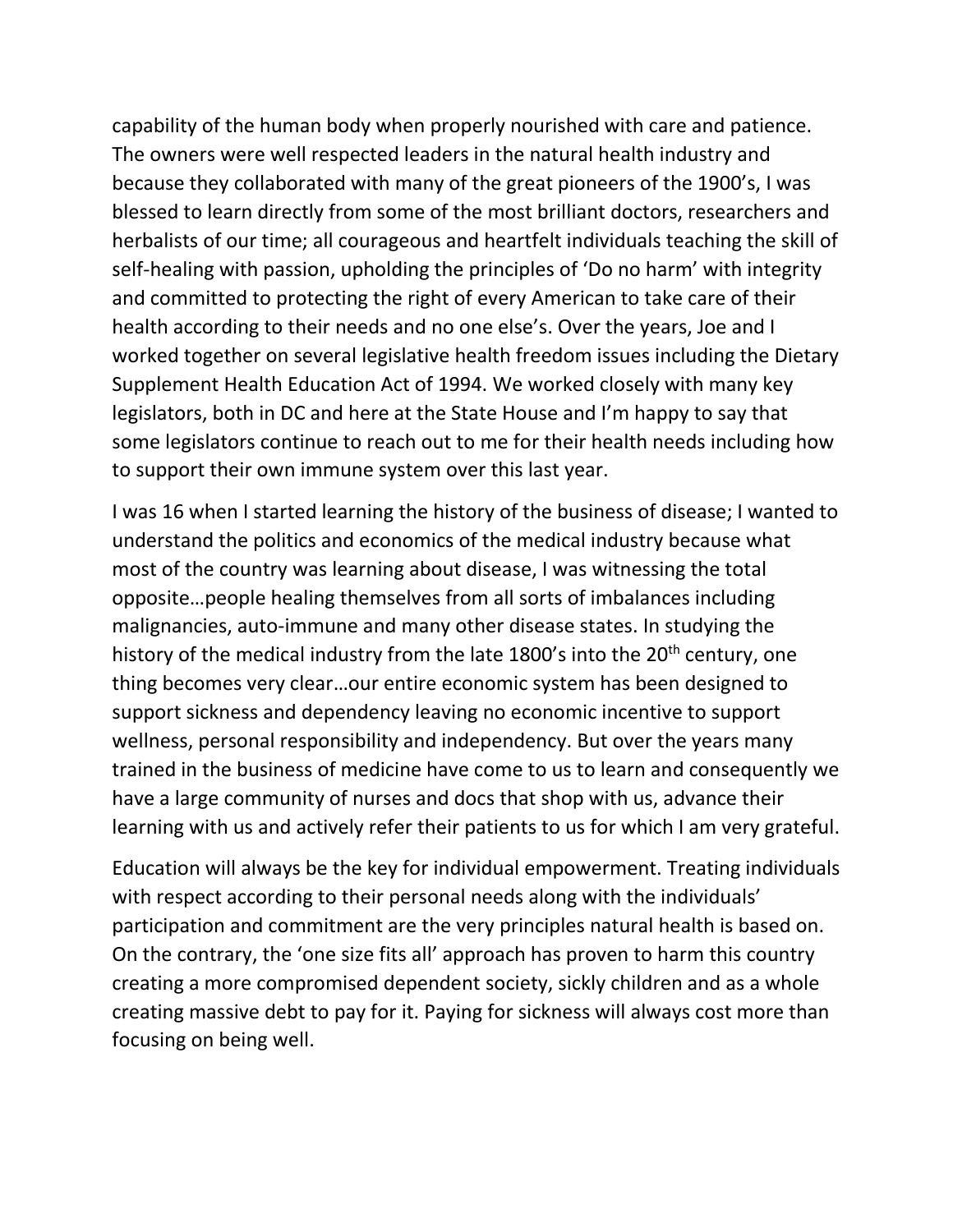capability of the human body when properly nourished with care and patience. The owners were well respected leaders in the natural health industry and because they collaborated with many of the great pioneers of the 1900's, I was blessed to learn directly from some of the most brilliant doctors, researchers and herbalists of our time; all courageous and heartfelt individuals teaching the skill of self-healing with passion, upholding the principles of 'Do no harm' with integrity and committed to protecting the right of every American to take care of their health according to their needs and no one else's. Over the years, Joe and I worked together on several legislative health freedom issues including the Dietary Supplement Health Education Act of 1994. We worked closely with many key legislators, both in DC and here at the State House and I'm happy to say that some legislators continue to reach out to me for their health needs including how to support their own immune system over this last year.

I was 16 when I started learning the history of the business of disease; I wanted to understand the politics and economics of the medical industry because what most of the country was learning about disease, I was witnessing the total opposite…people healing themselves from all sorts of imbalances including malignancies, auto-immune and many other disease states. In studying the history of the medical industry from the late 1800's into the 20th century, one thing becomes very clear…our entire economic system has been designed to support sickness and dependency leaving no economic incentive to support wellness, personal responsibility and independency. But over the years many trained in the business of medicine have come to us to learn and consequently we have a large community of nurses and docs that shop with us, advance their learning with us and actively refer their patients to us for which I am very grateful.

Education will always be the key for individual empowerment. Treating individuals with respect according to their personal needs along with the individuals' participation and commitment are the very principles natural health is based on. On the contrary, the 'one size fits all' approach has proven to harm this country creating a more compromised dependent society, sickly children and as a whole creating massive debt to pay for it. Paying for sickness will always cost more than focusing on being well.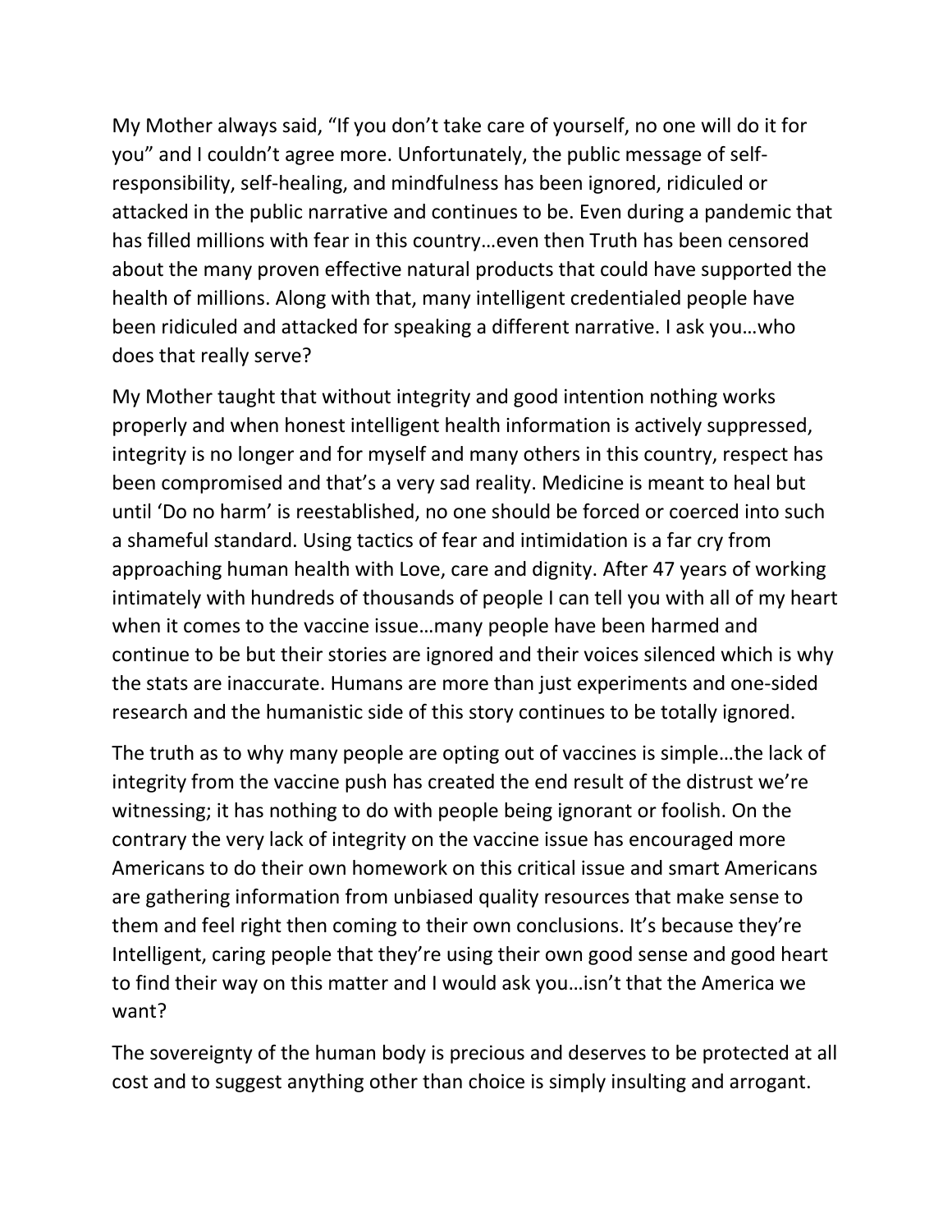My Mother always said, "If you don't take care of yourself, no one will do it for you" and I couldn't agree more. Unfortunately, the public message of self-responsibility, self-healing, and mindfulness has been ignored, ridiculed or attacked in the public narrative and continues to be. Even during a pandemic that has filled millions with fear in this country…even then Truth has been censored about the many proven effective natural products that could have supported the health of millions. Along with that, many intelligent credentialed people have been ridiculed and attacked for speaking a different narrative. I ask you…who does that really serve?

My Mother taught that without integrity and good intention nothing works properly and when honest intelligent health information is actively suppressed, integrity is no longer and for myself and many others in this country, respect has been compromised and that's a very sad reality. Medicine is meant to heal but until 'Do no harm' is reestablished, no one should be forced or coerced into such a shameful standard. Using tactics of fear and intimidation is a far cry from approaching human health with Love, care and dignity. After 47 years of working intimately with hundreds of thousands of people I can tell you with all of my heart when it comes to the vaccine issue…many people have been harmed and continue to be but their stories are ignored and their voices silenced which is why the stats are inaccurate. Humans are more than just experiments and one-sided research and the humanistic side of this story continues to be totally ignored.

The truth as to why many people are opting out of vaccines is simple…the lack of integrity from the vaccine push has created the end result of the distrust we're witnessing; it has nothing to do with people being ignorant or foolish. On the contrary the very lack of integrity on the vaccine issue has encouraged more Americans to do their own homework on this critical issue and smart Americans are gathering information from unbiased quality resources that make sense to them and feel right then coming to their own conclusions. It's because they're Intelligent, caring people that they're using their own good sense and good heart to find their way on this matter and I would ask you…isn't that the America we want?

The sovereignty of the human body is precious and deserves to be protected at all cost and to suggest anything other than choice is simply insulting and arrogant.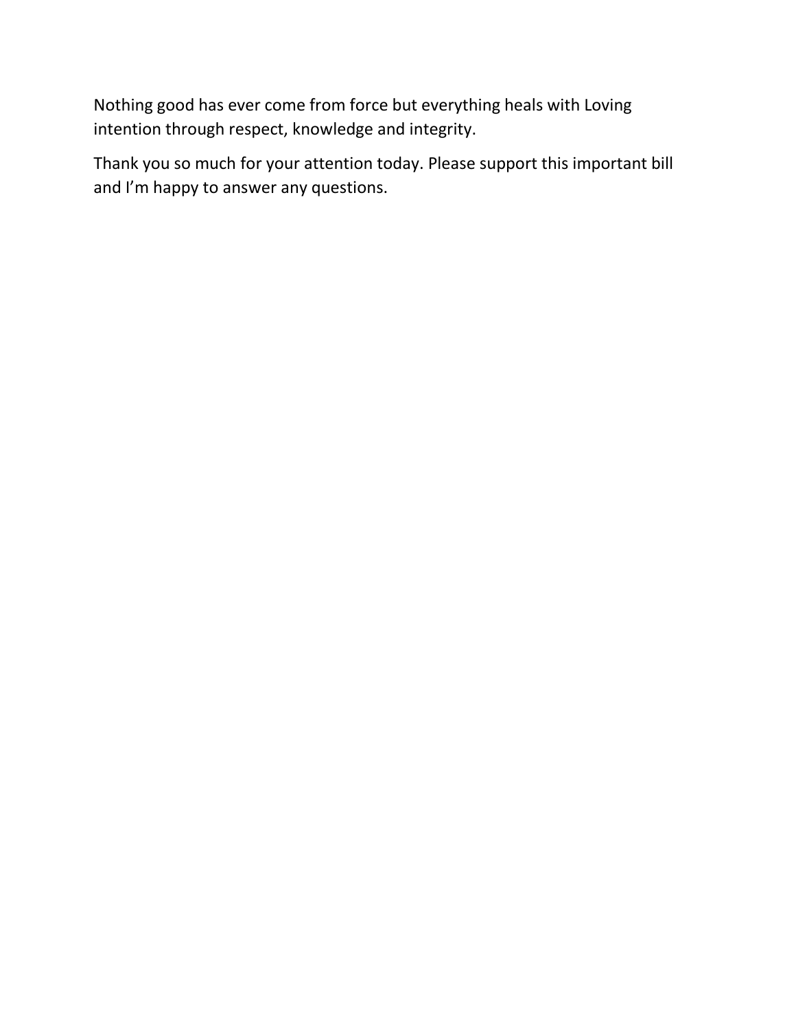Nothing good has ever come from force but everything heals with Loving intention through respect, knowledge and integrity.

Thank you so much for your attention today. Please support this important bill and I'm happy to answer any questions.